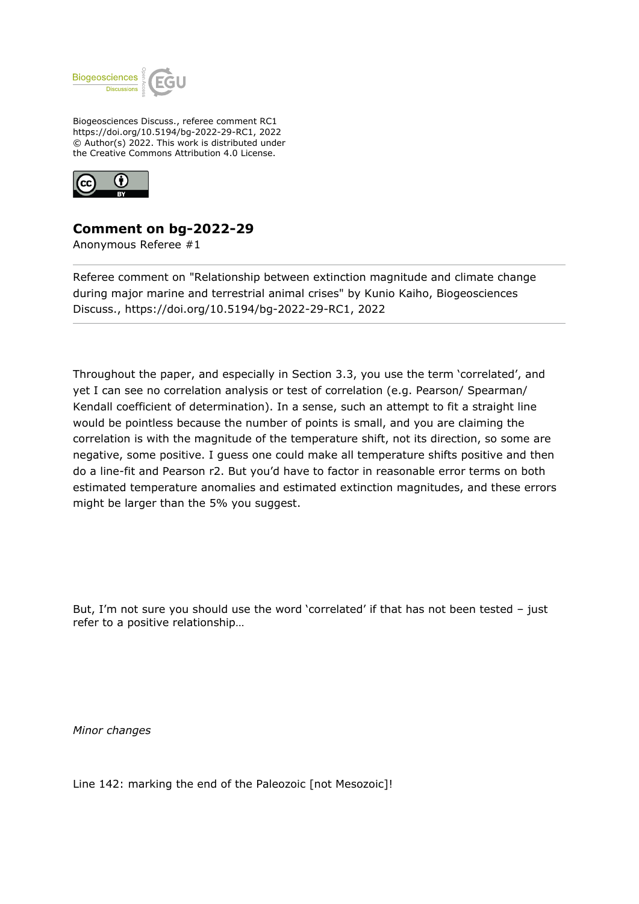Biogeosciences Discuss., referee comment RC1
https://doi.org/10.5194/bg-2022-29-RC1, 2022
© Author(s) 2022. This work is distributed under
the Creative Commons Attribution 4.0 License.

## Comment on bg-2022-29

Anonymous Referee #1

Referee comment on "Relationship between extinction magnitude and climate change during major marine and terrestrial animal crises" by Kunio Kaiho, Biogeosciences Discuss., https://doi.org/10.5194/bg-2022-29-RC1, 2022

---

Throughout the paper, and especially in Section 3.3, you use the term 'correlated', and yet I can see no correlation analysis or test of correlation (e.g. Pearson/ Spearman/ Kendall coefficient of determination). In a sense, such an attempt to fit a straight line would be pointless because the number of points is small, and you are claiming the correlation is with the magnitude of the temperature shift, not its direction, so some are negative, some positive. I guess one could make all temperature shifts positive and then do a line-fit and Pearson r2. But you'd have to factor in reasonable error terms on both estimated temperature anomalies and estimated extinction magnitudes, and these errors might be larger than the 5% you suggest.

But, I'm not sure you should use the word 'correlated' if that has not been tested – just refer to a positive relationship…

*Minor changes*

Line 142: marking the end of the Paleozoic [not Mesozoic]!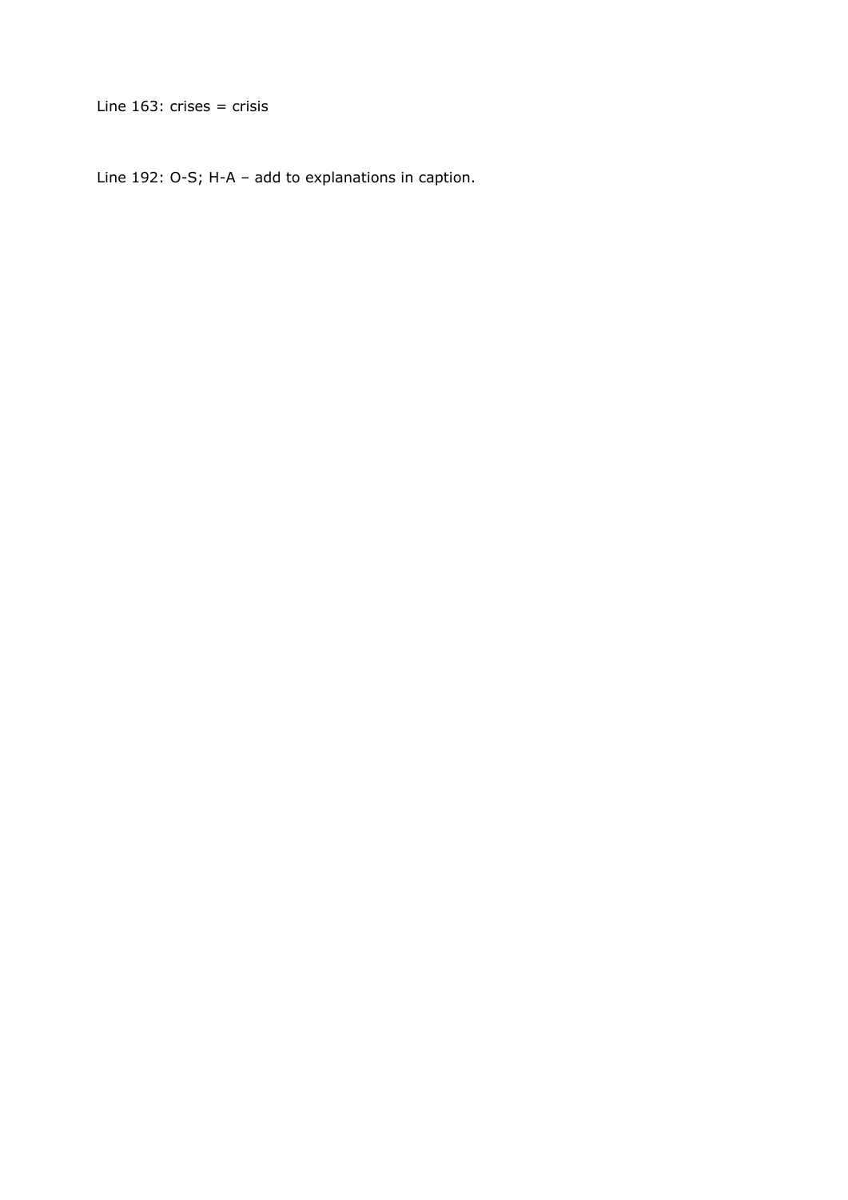Line 163: crises = crisis

Line 192: O-S; H-A – add to explanations in caption.